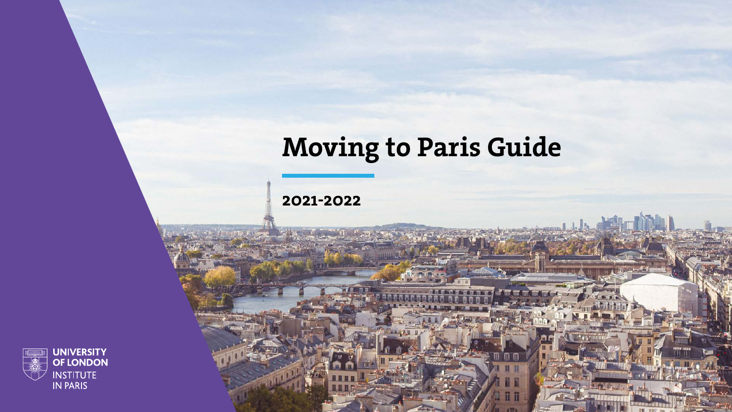# Moving to Paris Guide

**2021-2022**

UNIVERSITY OF LONDON
INSTITUTE IN PARIS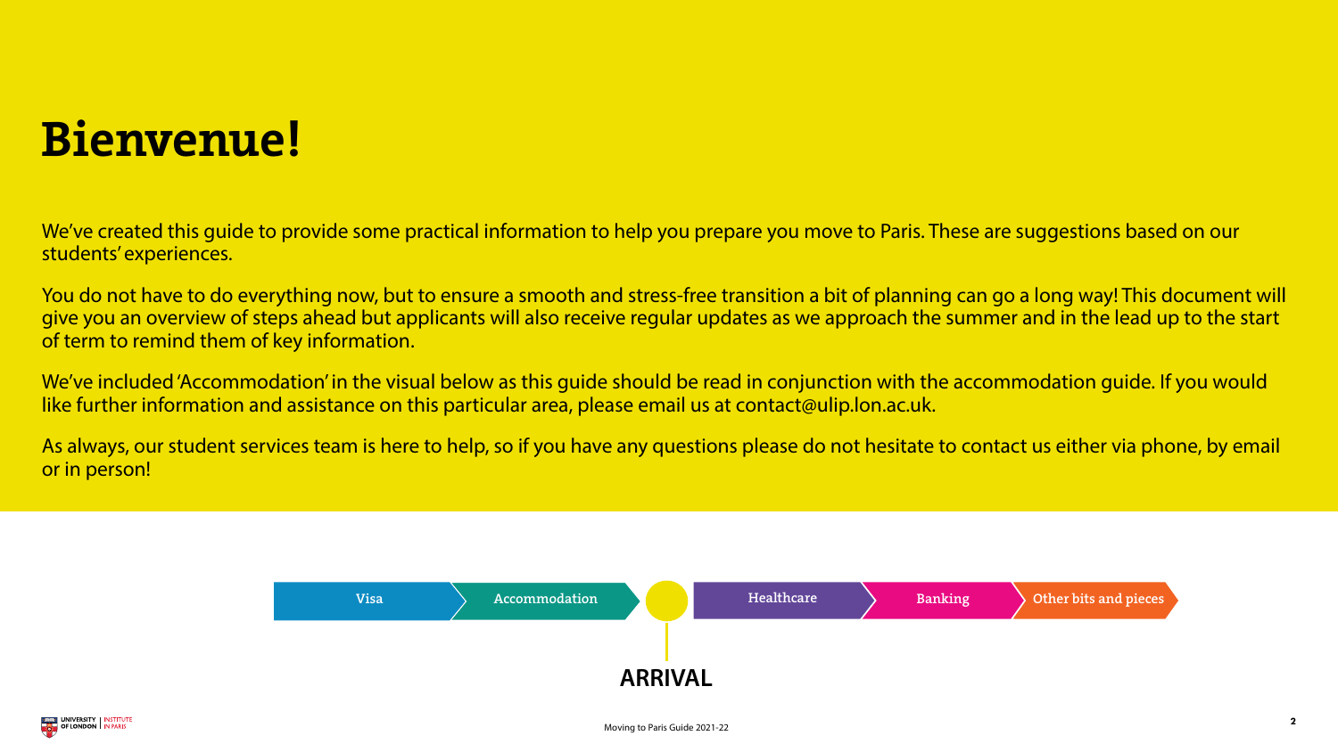# Bienvenue!

We've created this guide to provide some practical information to help you prepare you move to Paris. These are suggestions based on our students' experiences.

You do not have to do everything now, but to ensure a smooth and stress-free transition a bit of planning can go a long way! This document will give you an overview of steps ahead but applicants will also receive regular updates as we approach the summer and in the lead up to the start of term to remind them of key information.

We've included 'Accommodation' in the visual below as this guide should be read in conjunction with the accommodation guide. If you would like further information and assistance on this particular area, please email us at contact@ulip.lon.ac.uk.

As always, our student services team is here to help, so if you have any questions please do not hesitate to contact us either via phone, by email or in person!

Visa → Accommodation → ARRIVAL → Healthcare → Banking → Other bits and pieces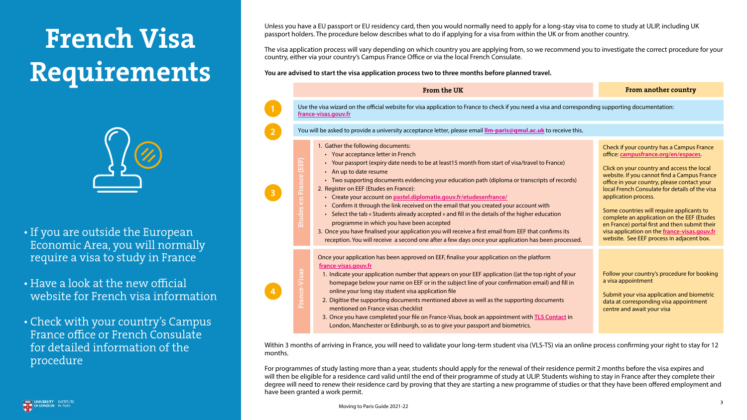# French Visa Requirements

- If you are outside the European Economic Area, you will normally require a visa to study in France
- Have a look at the new official website for French visa information
- Check with your country's Campus France office or French Consulate for detailed information of the procedure

Unless you have a EU passport or EU residency card, then you would normally need to apply for a long-stay visa to come to study at ULIP, including UK passport holders. The procedure below describes what to do if applying for a visa from within the UK or from another country.

The visa application process will vary depending on which country you are applying from, so we recommend you to investigate the correct procedure for your country, either via your country's Campus France Office or via the local French Consulate.

**You are advised to start the visa application process two to three months before planned travel.**

| | | From the UK | From another country |
|---|---|---|---|
| 1 | | Use the visa wizard on the official website for visa application to France to check if you need a visa and corresponding supporting documentation: france-visas.gouv.fr | |
| 2 | | You will be asked to provide a university acceptance letter, please email llm-paris@qmul.ac.uk to receive this. | |
| 3 | Etudes en France (EEF) | 1. Gather the following documents:<br>• Your acceptance letter in French<br>• Your passport (expiry date needs to be at least15 month from start of visa/travel to France)<br>• An up to date resume<br>• Two supporting documents evidencing your education path (diploma or transcripts of records)<br>2. Register on EEF (Etudes en France):<br>• Create your account on pastel.diplomatie.gouv.fr/etudesenfrance/<br>• Confirm it through the link received on the email that you created your account with<br>• Select the tab « Students already accepted » and fill in the details of the higher education programme in which you have been accepted<br>3. Once you have finalised your application you will receive a first email from EEF that confirms its reception. You will receive a second one after a few days once your application has been processed. | Check if your country has a Campus France office: campusfrance.org/en/espaces.<br><br>Click on your country and access the local website. If you cannot find a Campus France office in your country, please contact your local French Consulate for details of the visa application process.<br><br>Some countries will require applicants to complete an application on the EEF (Etudes en France) portal first and then submit their visa application on the france-visas.gouv.fr website. See EEF process in adjacent box. |
| 4 | France-Visas | Once your application has been approved on EEF, finalise your application on the platform france-visas.gouv.fr<br>1. Indicate your application number that appears on your EEF application ((at the top right of your homepage below your name on EEF or in the subject line of your confirmation email) and fill in online your long stay student visa application file<br>2. Digitise the supporting documents mentioned above as well as the supporting documents mentioned on France visas checklist<br>3. Once you have completed your file on France-Visas, book an appointment with TLS Contact in London, Manchester or Edinburgh, so as to give your passport and biometrics. | Follow your country's procedure for booking a visa appointment<br><br>Submit your visa application and biometric data at corresponding visa appointment centre and await your visa |

Within 3 months of arriving in France, you will need to validate your long-term student visa (VLS-TS) via an online process confirming your right to stay for 12 months.

For programmes of study lasting more than a year, students should apply for the renewal of their residence permit 2 months before the visa expires and will then be eligible for a residence card valid until the end of their programme of study at ULIP. Students wishing to stay in France after they complete their degree will need to renew their residence card by proving that they are starting a new programme of studies or that they have been offered employment and have been granted a work permit.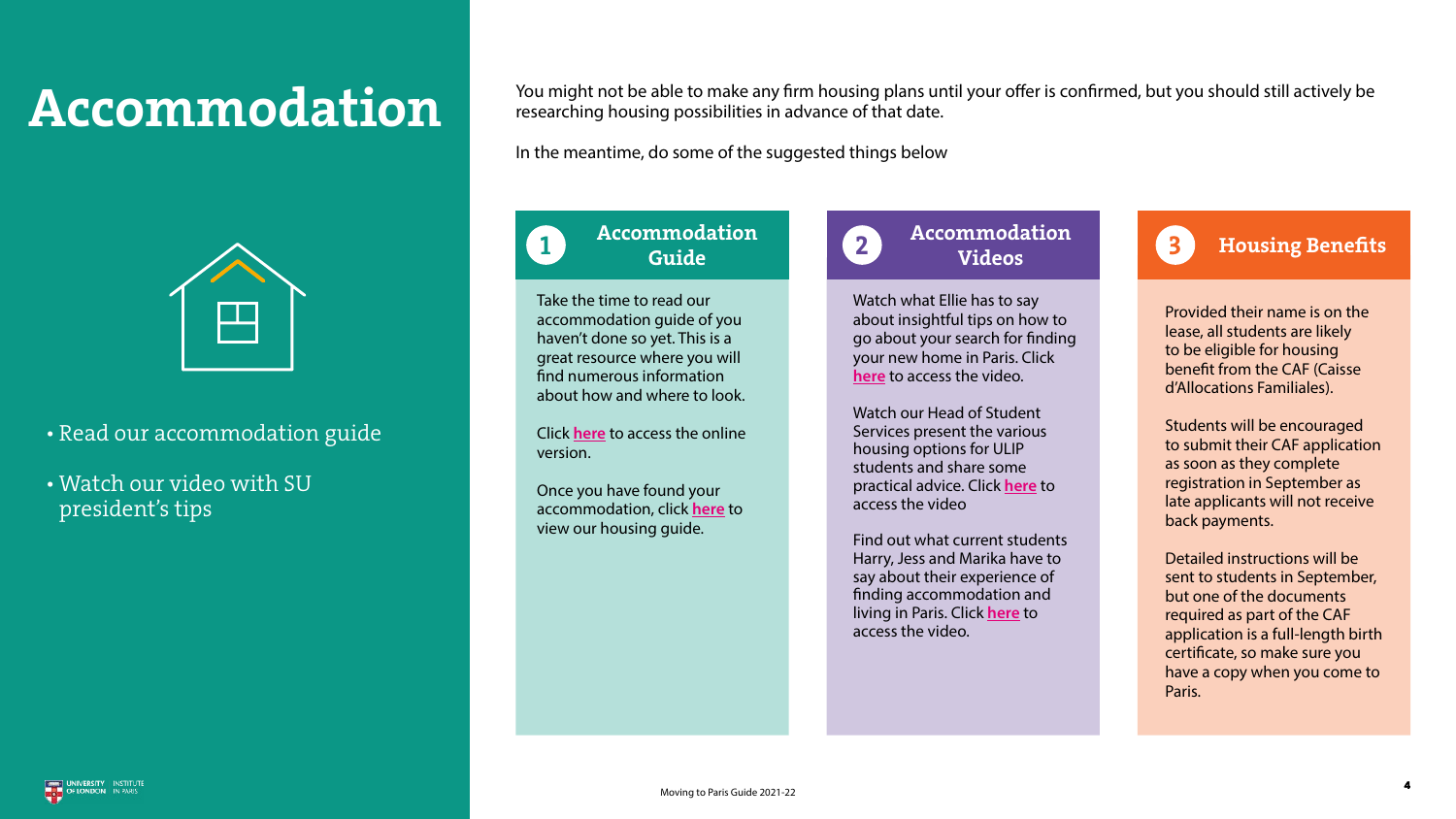# Accommodation

- Read our accommodation guide
- Watch our video with SU president's tips

You might not be able to make any firm housing plans until your offer is confirmed, but you should still actively be researching housing possibilities in advance of that date.

In the meantime, do some of the suggested things below

## 1 Accommodation Guide

Take the time to read our accommodation guide of you haven't done so yet. This is a great resource where you will find numerous information about how and where to look.

Click **here** to access the online version.

Once you have found your accommodation, click **here** to view our housing guide.

## 2 Accommodation Videos

Watch what Ellie has to say about insightful tips on how to go about your search for finding your new home in Paris. Click **here** to access the video.

Watch our Head of Student Services present the various housing options for ULIP students and share some practical advice. Click **here** to access the video

Find out what current students Harry, Jess and Marika have to say about their experience of finding accommodation and living in Paris. Click **here** to access the video.

## 3 Housing Benefits

Provided their name is on the lease, all students are likely to be eligible for housing benefit from the CAF (Caisse d'Allocations Familiales).

Students will be encouraged to submit their CAF application as soon as they complete registration in September as late applicants will not receive back payments.

Detailed instructions will be sent to students in September, but one of the documents required as part of the CAF application is a full-length birth certificate, so make sure you have a copy when you come to Paris.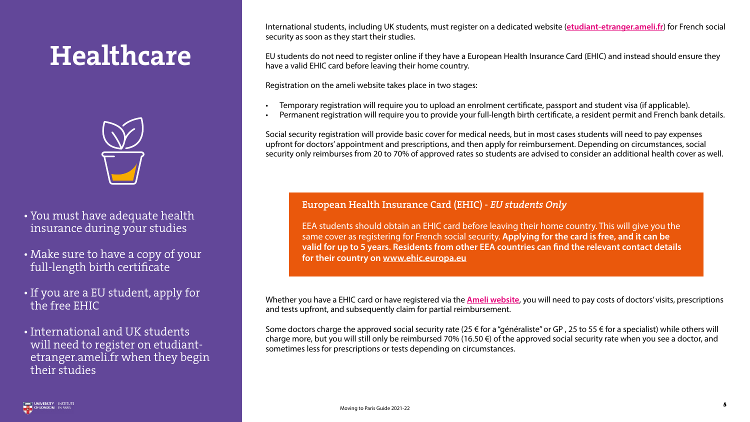# Healthcare

- You must have adequate health insurance during your studies
- Make sure to have a copy of your full-length birth certificate
- If you are a EU student, apply for the free EHIC
- International and UK students will need to register on etudiant-etranger.ameli.fr when they begin their studies

International students, including UK students, must register on a dedicated website (**etudiant-etranger.ameli.fr**) for French social security as soon as they start their studies.

EU students do not need to register online if they have a European Health Insurance Card (EHIC) and instead should ensure they have a valid EHIC card before leaving their home country.

Registration on the ameli website takes place in two stages:

- Temporary registration will require you to upload an enrolment certificate, passport and student visa (if applicable).
- Permanent registration will require you to provide your full-length birth certificate, a resident permit and French bank details.

Social security registration will provide basic cover for medical needs, but in most cases students will need to pay expenses upfront for doctors' appointment and prescriptions, and then apply for reimbursement. Depending on circumstances, social security only reimburses from 20 to 70% of approved rates so students are advised to consider an additional health cover as well.

## European Health Insurance Card (EHIC) - *EU students Only*

EEA students should obtain an EHIC card before leaving their home country. This will give you the same cover as registering for French social security. **Applying for the card is free, and it can be valid for up to 5 years. Residents from other EEA countries can find the relevant contact details for their country on www.ehic.europa.eu**

Whether you have a EHIC card or have registered via the **Ameli website**, you will need to pay costs of doctors' visits, prescriptions and tests upfront, and subsequently claim for partial reimbursement.

Some doctors charge the approved social security rate (25 € for a "généraliste" or GP , 25 to 55 € for a specialist) while others will charge more, but you will still only be reimbursed 70% (16.50 €) of the approved social security rate when you see a doctor, and sometimes less for prescriptions or tests depending on circumstances.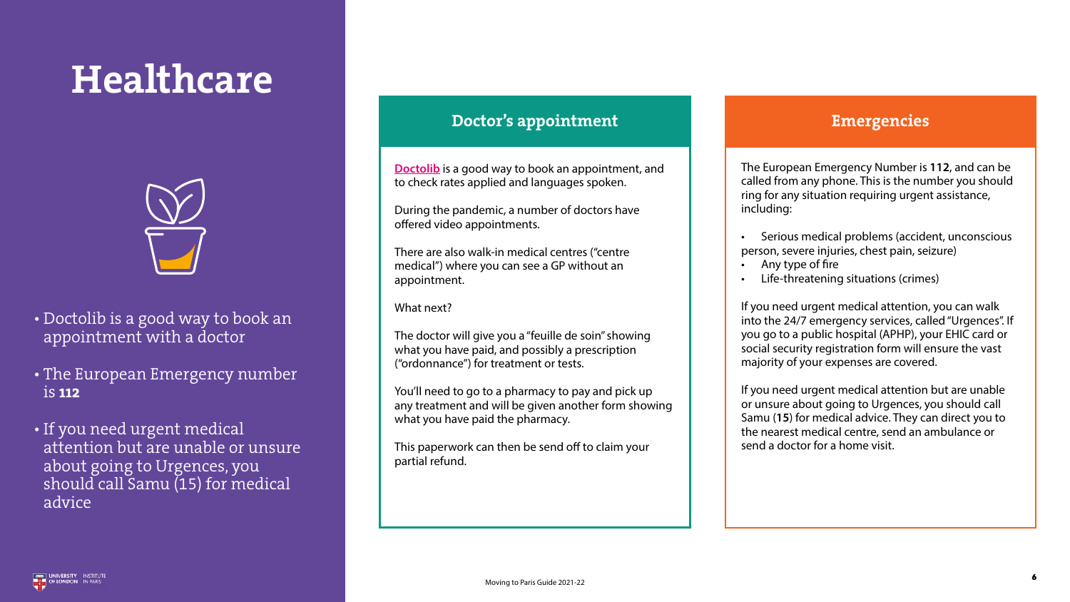# Healthcare

- Doctolib is a good way to book an appointment with a doctor
- The European Emergency number is **112**
- If you need urgent medical attention but are unable or unsure about going to Urgences, you should call Samu (15) for medical advice

## Doctor's appointment

**Doctolib** is a good way to book an appointment, and to check rates applied and languages spoken.

During the pandemic, a number of doctors have offered video appointments.

There are also walk-in medical centres ("centre medical") where you can see a GP without an appointment.

What next?

The doctor will give you a "feuille de soin" showing what you have paid, and possibly a prescription ("ordonnance") for treatment or tests.

You'll need to go to a pharmacy to pay and pick up any treatment and will be given another form showing what you have paid the pharmacy.

This paperwork can then be send off to claim your partial refund.

## Emergencies

The European Emergency Number is **112**, and can be called from any phone. This is the number you should ring for any situation requiring urgent assistance, including:

- Serious medical problems (accident, unconscious person, severe injuries, chest pain, seizure)
- Any type of fire
- Life-threatening situations (crimes)

If you need urgent medical attention, you can walk into the 24/7 emergency services, called "Urgences". If you go to a public hospital (APHP), your EHIC card or social security registration form will ensure the vast majority of your expenses are covered.

If you need urgent medical attention but are unable or unsure about going to Urgences, you should call Samu (**15**) for medical advice. They can direct you to the nearest medical centre, send an ambulance or send a doctor for a home visit.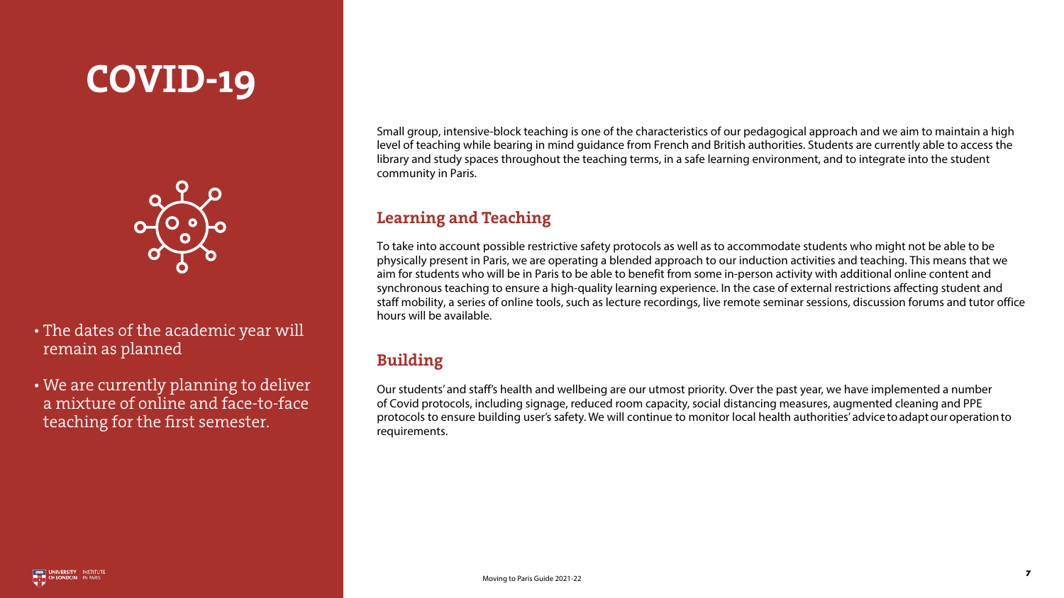# COVID-19

- The dates of the academic year will remain as planned
- We are currently planning to deliver a mixture of online and face-to-face teaching for the first semester.

Small group, intensive-block teaching is one of the characteristics of our pedagogical approach and we aim to maintain a high level of teaching while bearing in mind guidance from French and British authorities. Students are currently able to access the library and study spaces throughout the teaching terms, in a safe learning environment, and to integrate into the student community in Paris.

## Learning and Teaching

To take into account possible restrictive safety protocols as well as to accommodate students who might not be able to be physically present in Paris, we are operating a blended approach to our induction activities and teaching. This means that we aim for students who will be in Paris to be able to benefit from some in-person activity with additional online content and synchronous teaching to ensure a high-quality learning experience. In the case of external restrictions affecting student and staff mobility, a series of online tools, such as lecture recordings, live remote seminar sessions, discussion forums and tutor office hours will be available.

## Building

Our students' and staff's health and wellbeing are our utmost priority. Over the past year, we have implemented a number of Covid protocols, including signage, reduced room capacity, social distancing measures, augmented cleaning and PPE protocols to ensure building user's safety. We will continue to monitor local health authorities' advice to adapt our operation to requirements.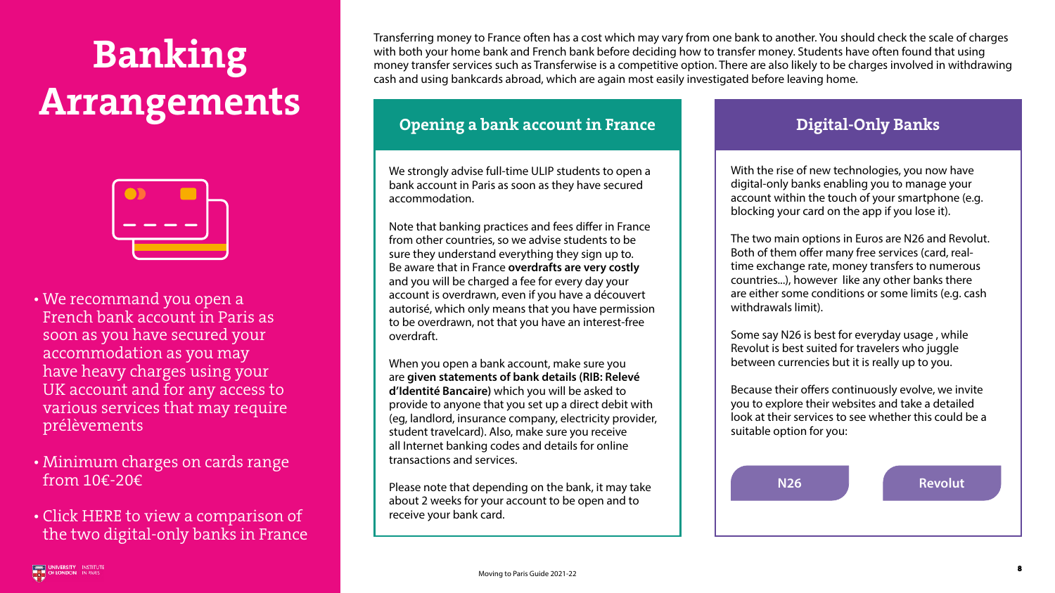# Banking Arrangements

- We recommand you open a French bank account in Paris as soon as you have secured your accommodation as you may have heavy charges using your UK account and for any access to various services that may require prélèvements
- Minimum charges on cards range from 10€-20€
- Click HERE to view a comparison of the two digital-only banks in France

Transferring money to France often has a cost which may vary from one bank to another. You should check the scale of charges with both your home bank and French bank before deciding how to transfer money. Students have often found that using money transfer services such as Transferwise is a competitive option. There are also likely to be charges involved in withdrawing cash and using bankcards abroad, which are again most easily investigated before leaving home.

## Opening a bank account in France

We strongly advise full-time ULIP students to open a bank account in Paris as soon as they have secured accommodation.

Note that banking practices and fees differ in France from other countries, so we advise students to be sure they understand everything they sign up to. Be aware that in France **overdrafts are very costly** and you will be charged a fee for every day your account is overdrawn, even if you have a découvert autorisé, which only means that you have permission to be overdrawn, not that you have an interest-free overdraft.

When you open a bank account, make sure you are **given statements of bank details (RIB: Relevé d'Identité Bancaire)** which you will be asked to provide to anyone that you set up a direct debit with (eg, landlord, insurance company, electricity provider, student travelcard). Also, make sure you receive all Internet banking codes and details for online transactions and services.

Please note that depending on the bank, it may take about 2 weeks for your account to be open and to receive your bank card.

## Digital-Only Banks

With the rise of new technologies, you now have digital-only banks enabling you to manage your account within the touch of your smartphone (e.g. blocking your card on the app if you lose it).

The two main options in Euros are N26 and Revolut. Both of them offer many free services (card, real-time exchange rate, money transfers to numerous countries...), however like any other banks there are either some conditions or some limits (e.g. cash withdrawals limit).

Some say N26 is best for everyday usage , while Revolut is best suited for travelers who juggle between currencies but it is really up to you.

Because their offers continuously evolve, we invite you to explore their websites and take a detailed look at their services to see whether this could be a suitable option for you:

N26

Revolut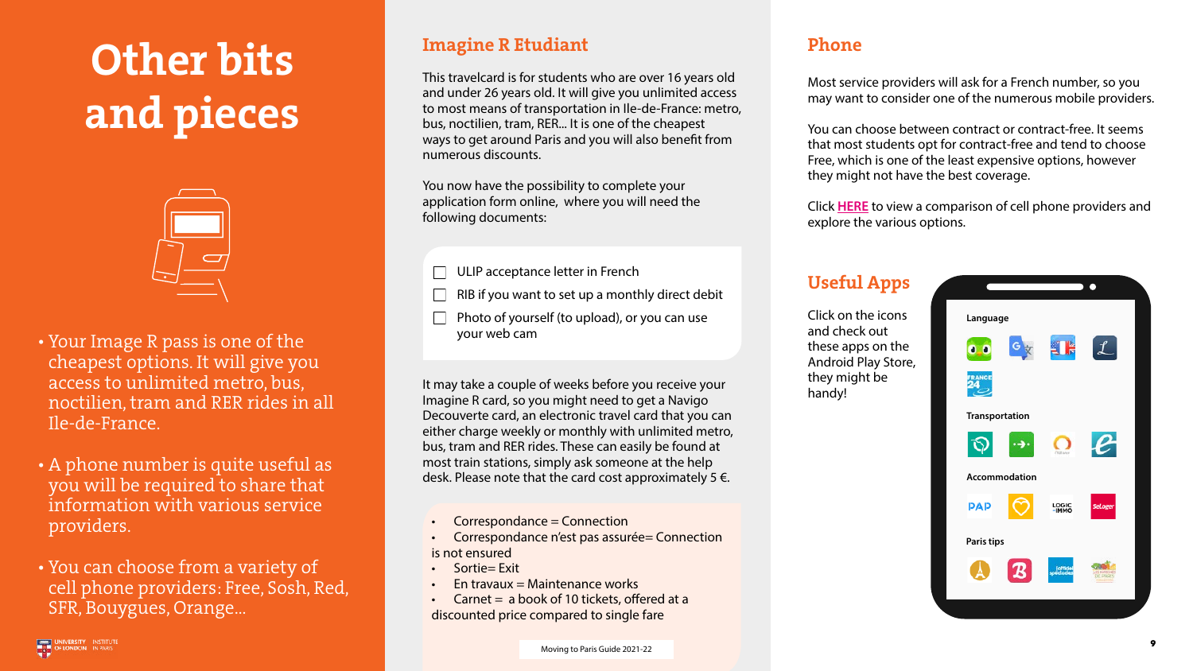# Other bits and pieces

- Your Image R pass is one of the cheapest options. It will give you access to unlimited metro, bus, noctilien, tram and RER rides in all Ile-de-France.
- A phone number is quite useful as you will be required to share that information with various service providers.
- You can choose from a variety of cell phone providers: Free, Sosh, Red, SFR, Bouygues, Orange...

## Imagine R Etudiant

This travelcard is for students who are over 16 years old and under 26 years old. It will give you unlimited access to most means of transportation in Ile-de-France: metro, bus, noctilien, tram, RER... It is one of the cheapest ways to get around Paris and you will also benefit from numerous discounts.

You now have the possibility to complete your application form online, where you will need the following documents:

- [ ] ULIP acceptance letter in French
- [ ] RIB if you want to set up a monthly direct debit
- [ ] Photo of yourself (to upload), or you can use your web cam

It may take a couple of weeks before you receive your Imagine R card, so you might need to get a Navigo Decouverte card, an electronic travel card that you can either charge weekly or monthly with unlimited metro, bus, tram and RER rides. These can easily be found at most train stations, simply ask someone at the help desk. Please note that the card cost approximately 5 €.

- Correspondance = Connection
- Correspondance n'est pas assurée= Connection is not ensured
- Sortie= Exit
- En travaux = Maintenance works
- Carnet = a book of 10 tickets, offered at a discounted price compared to single fare

## Phone

Most service providers will ask for a French number, so you may want to consider one of the numerous mobile providers.

You can choose between contract or contract-free. It seems that most students opt for contract-free and tend to choose Free, which is one of the least expensive options, however they might not have the best coverage.

Click HERE to view a comparison of cell phone providers and explore the various options.

## Useful Apps

Click on the icons and check out these apps on the Android Play Store, they might be handy!

Language

Transportation

Accommodation

Paris tips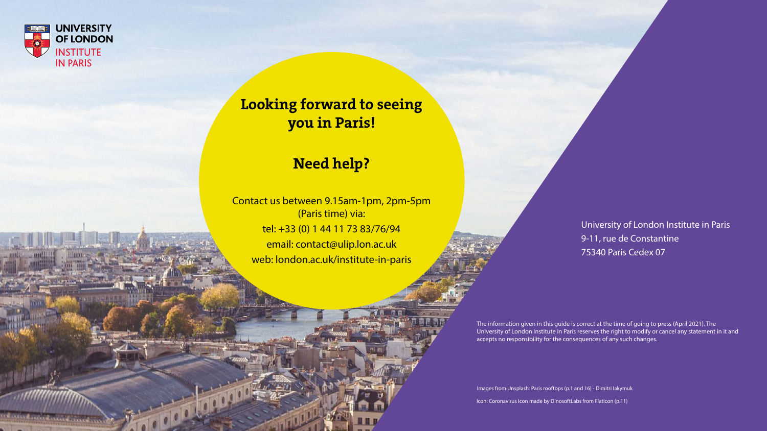UNIVERSITY OF LONDON
INSTITUTE IN PARIS

## Looking forward to seeing you in Paris!

## Need help?

Contact us between 9.15am-1pm, 2pm-5pm (Paris time) via:

tel: +33 (0) 1 44 11 73 83/76/94

email: contact@ulip.lon.ac.uk

web: london.ac.uk/institute-in-paris

University of London Institute in Paris
9-11, rue de Constantine
75340 Paris Cedex 07

The information given in this guide is correct at the time of going to press (April 2021). The University of London Institute in Paris reserves the right to modify or cancel any statement in it and accepts no responsibility for the consequences of any such changes.

Images from Unsplash: Paris rooftops (p.1 and 16) - Dimitri Iakymuk

Icon: Coronavirus Icon made by DinosoftLabs from Flaticon (p.11)